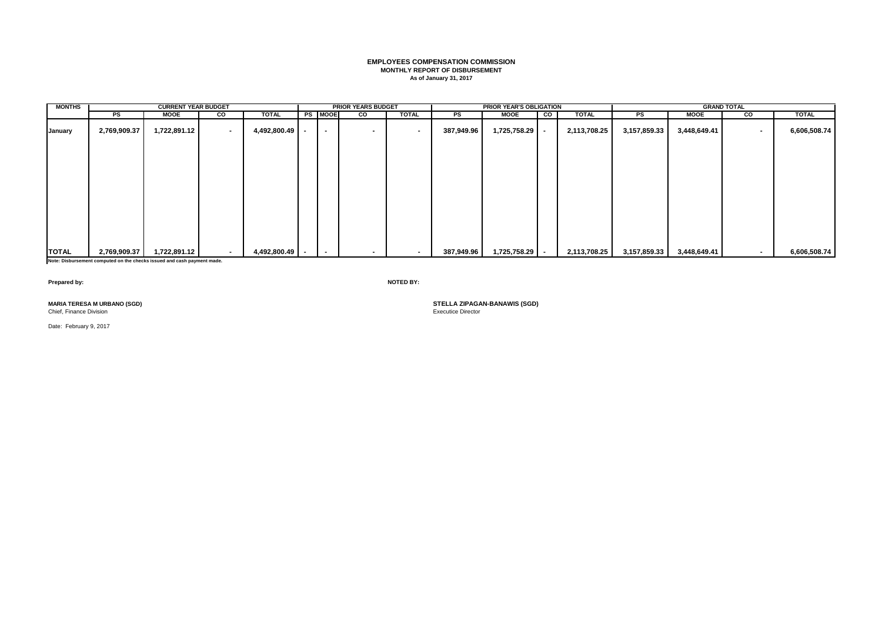**EMPLOYEES COMPENSATION COMMISSION**
**MONTHLY REPORT OF DISBURSEMENT**
**As of January 31, 2017**

| MONTHS | CURRENT YEAR BUDGET | | | | PRIOR YEARS BUDGET | | | | PRIOR YEAR'S OBLIGATION | | | | GRAND TOTAL | | | |
|---|---|---|---|---|---|---|---|---|---|---|---|---|---|---|---|---|
| | PS | MOOE | CO | TOTAL | PS | MOOE | CO | TOTAL | PS | MOOE | CO | TOTAL | PS | MOOE | CO | TOTAL |
| January | 2,769,909.37 | 1,722,891.12 | - | 4,492,800.49 | - | - | - | - | 387,949.96 | 1,725,758.29 | - | 2,113,708.25 | 3,157,859.33 | 3,448,649.41 | - | 6,606,508.74 |
| **TOTAL** | 2,769,909.37 | 1,722,891.12 | - | 4,492,800.49 | - | - | - | - | 387,949.96 | 1,725,758.29 | - | 2,113,708.25 | 3,157,859.33 | 3,448,649.41 | - | 6,606,508.74 |

**Note: Disbursement computed on the checks issued and cash payment made.**

**Prepared by:**

**MARIA TERESA M URBANO (SGD)**
Chief, Finance Division

Date: February 9, 2017

**NOTED BY:**

**STELLA ZIPAGAN-BANAWIS (SGD)**
Executice Director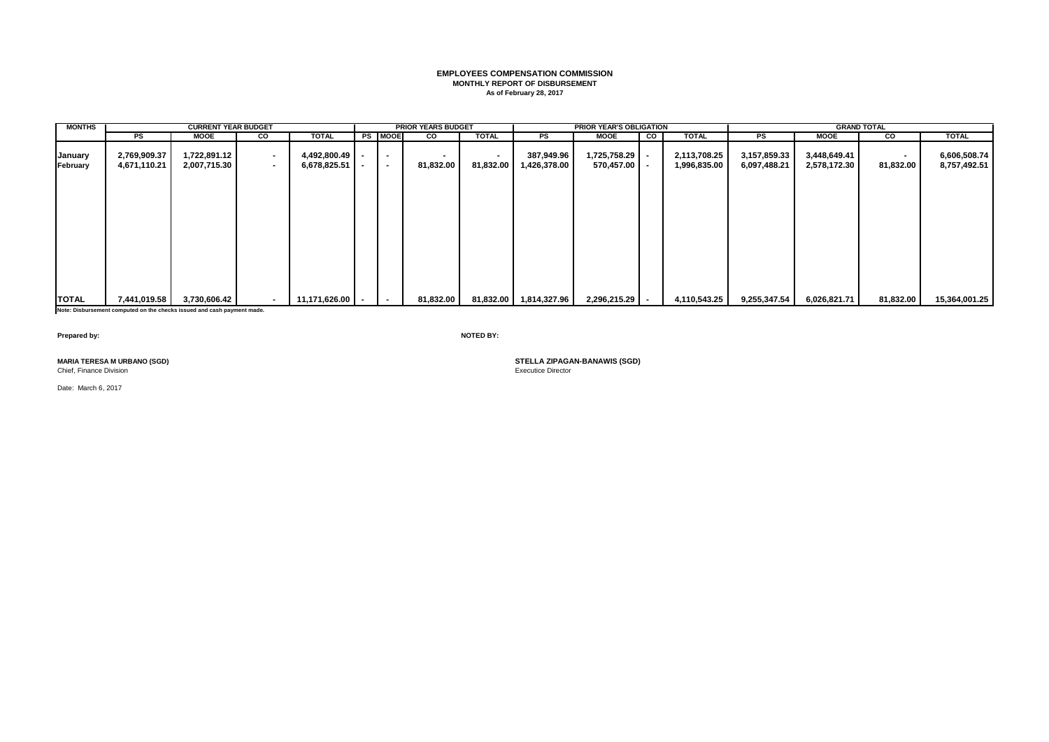**EMPLOYEES COMPENSATION COMMISSION**
**MONTHLY REPORT OF DISBURSEMENT**
**As of February 28, 2017**

| MONTHS | CURRENT YEAR BUDGET | | | | PRIOR YEARS BUDGET | | | | PRIOR YEAR'S OBLIGATION | | | | GRAND TOTAL | | | |
|---|---|---|---|---|---|---|---|---|---|---|---|---|---|---|---|---|
| | PS | MOOE | CO | TOTAL | PS | MOOE | CO | TOTAL | PS | MOOE | CO | TOTAL | PS | MOOE | CO | TOTAL |
| January | 2,769,909.37 | 1,722,891.12 | - | 4,492,800.49 | - | - | - | - | 387,949.96 | 1,725,758.29 | - | 2,113,708.25 | 3,157,859.33 | 3,448,649.41 | - | 6,606,508.74 |
| February | 4,671,110.21 | 2,007,715.30 | - | 6,678,825.51 | - | - | 81,832.00 | 81,832.00 | 1,426,378.00 | 570,457.00 | - | 1,996,835.00 | 6,097,488.21 | 2,578,172.30 | 81,832.00 | 8,757,492.51 |
| TOTAL | 7,441,019.58 | 3,730,606.42 | - | 11,171,626.00 | - | - | 81,832.00 | 81,832.00 | 1,814,327.96 | 2,296,215.29 | - | 4,110,543.25 | 9,255,347.54 | 6,026,821.71 | 81,832.00 | 15,364,001.25 |

**Note: Disbursement computed on the checks issued and cash payment made.**

**Prepared by:**

**MARIA TERESA M URBANO (SGD)**
Chief, Finance Division

**NOTED BY:**

**STELLA ZIPAGAN-BANAWIS (SGD)**
Executice Director

Date: March 6, 2017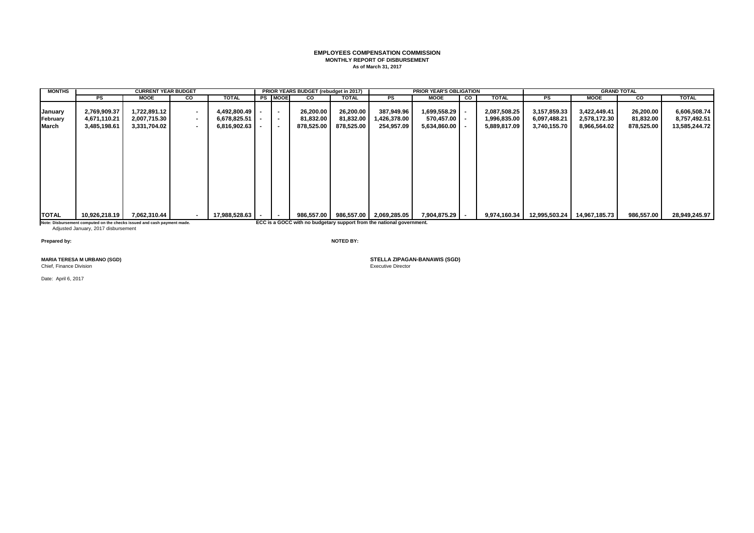**EMPLOYEES COMPENSATION COMMISSION**
**MONTHLY REPORT OF DISBURSEMENT**
**As of March 31, 2017**

| MONTHS | CURRENT YEAR BUDGET | | | | PRIOR YEARS BUDGET (rebudget in 2017) | | | | PRIOR YEAR'S OBLIGATION | | | | GRAND TOTAL | | | |
|---|---|---|---|---|---|---|---|---|---|---|---|---|---|---|---|---|
| | PS | MOOE | CO | TOTAL | PS | MOOE | CO | TOTAL | PS | MOOE | CO | TOTAL | PS | MOOE | CO | TOTAL |
| January | 2,769,909.37 | 1,722,891.12 | - | 4,492,800.49 | - | - | 26,200.00 | 26,200.00 | 387,949.96 | 1,699,558.29 | - | 2,087,508.25 | 3,157,859.33 | 3,422,449.41 | 26,200.00 | 6,606,508.74 |
| February | 4,671,110.21 | 2,007,715.30 | - | 6,678,825.51 | - | - | 81,832.00 | 81,832.00 | 1,426,378.00 | 570,457.00 | - | 1,996,835.00 | 6,097,488.21 | 2,578,172.30 | 81,832.00 | 8,757,492.51 |
| March | 3,485,198.61 | 3,331,704.02 | - | 6,816,902.63 | - | - | 878,525.00 | 878,525.00 | 254,957.09 | 5,634,860.00 | - | 5,889,817.09 | 3,740,155.70 | 8,966,564.02 | 878,525.00 | 13,585,244.72 |
| TOTAL | 10,926,218.19 | 7,062,310.44 | - | 17,988,528.63 | - | - | 986,557.00 | 986,557.00 | 2,069,285.05 | 7,904,875.29 | - | 9,974,160.34 | 12,995,503.24 | 14,967,185.73 | 986,557.00 | 28,949,245.97 |

**Note: Disbursement computed on the checks issued and cash payment made.**
Adjusted January, 2017 disbursement

**ECC is a GOCC with no budgetary support from the national government.**

**Prepared by:**

**MARIA TERESA M URBANO (SGD)**
Chief, Finance Division

**NOTED BY:**

**STELLA ZIPAGAN-BANAWIS (SGD)**
Executive Director

Date: April 6, 2017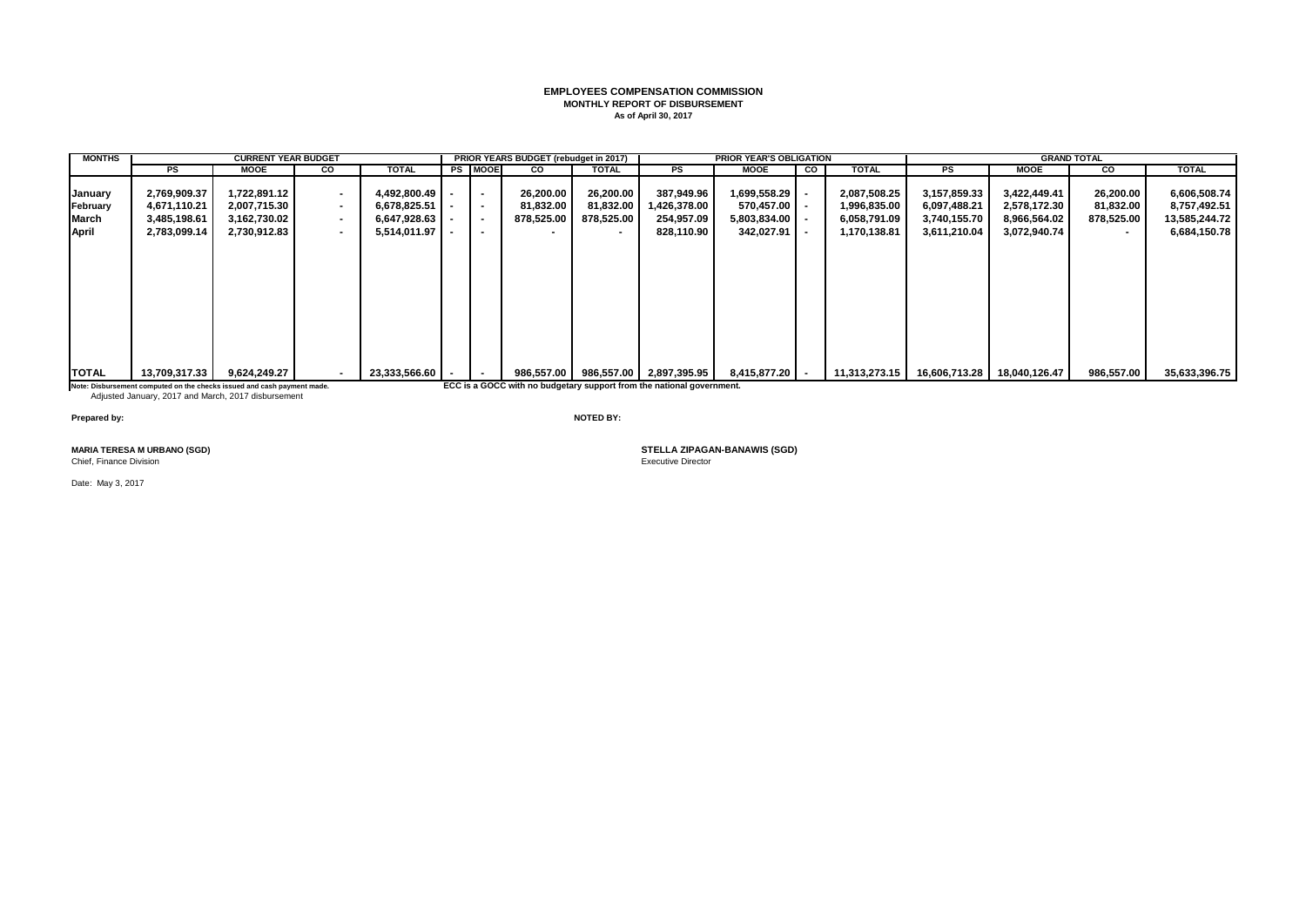**EMPLOYEES COMPENSATION COMMISSION**
**MONTHLY REPORT OF DISBURSEMENT**
**As of April 30, 2017**

| MONTHS | CURRENT YEAR BUDGET | | | | PRIOR YEARS BUDGET (rebudget in 2017) | | | | PRIOR YEAR'S OBLIGATION | | | | GRAND TOTAL | | | |
|---|---|---|---|---|---|---|---|---|---|---|---|---|---|---|---|---|
| | PS | MOOE | CO | TOTAL | PS | MOOE | CO | TOTAL | PS | MOOE | CO | TOTAL | PS | MOOE | CO | TOTAL |
| January | 2,769,909.37 | 1,722,891.12 | - | 4,492,800.49 | - | - | 26,200.00 | 26,200.00 | 387,949.96 | 1,699,558.29 | - | 2,087,508.25 | 3,157,859.33 | 3,422,449.41 | 26,200.00 | 6,606,508.74 |
| February | 4,671,110.21 | 2,007,715.30 | - | 6,678,825.51 | - | - | 81,832.00 | 81,832.00 | 1,426,378.00 | 570,457.00 | - | 1,996,835.00 | 6,097,488.21 | 2,578,172.30 | 81,832.00 | 8,757,492.51 |
| March | 3,485,198.61 | 3,162,730.02 | - | 6,647,928.63 | - | - | 878,525.00 | 878,525.00 | 254,957.09 | 5,803,834.00 | - | 6,058,791.09 | 3,740,155.70 | 8,966,564.02 | 878,525.00 | 13,585,244.72 |
| April | 2,783,099.14 | 2,730,912.83 | - | 5,514,011.97 | - | - | - | - | 828,110.90 | 342,027.91 | - | 1,170,138.81 | 3,611,210.04 | 3,072,940.74 | - | 6,684,150.78 |
| TOTAL | 13,709,317.33 | 9,624,249.27 | - | 23,333,566.60 | - | - | 986,557.00 | 986,557.00 | 2,897,395.95 | 8,415,877.20 | - | 11,313,273.15 | 16,606,713.28 | 18,040,126.47 | 986,557.00 | 35,633,396.75 |

**Note: Disbursement computed on the checks issued and cash payment made.**
Adjusted January, 2017 and March, 2017 disbursement

**ECC is a GOCC with no budgetary support from the national government.**

**Prepared by:**

**MARIA TERESA M URBANO (SGD)**
Chief, Finance Division

**NOTED BY:**

**STELLA ZIPAGAN-BANAWIS (SGD)**
Executive Director

Date: May 3, 2017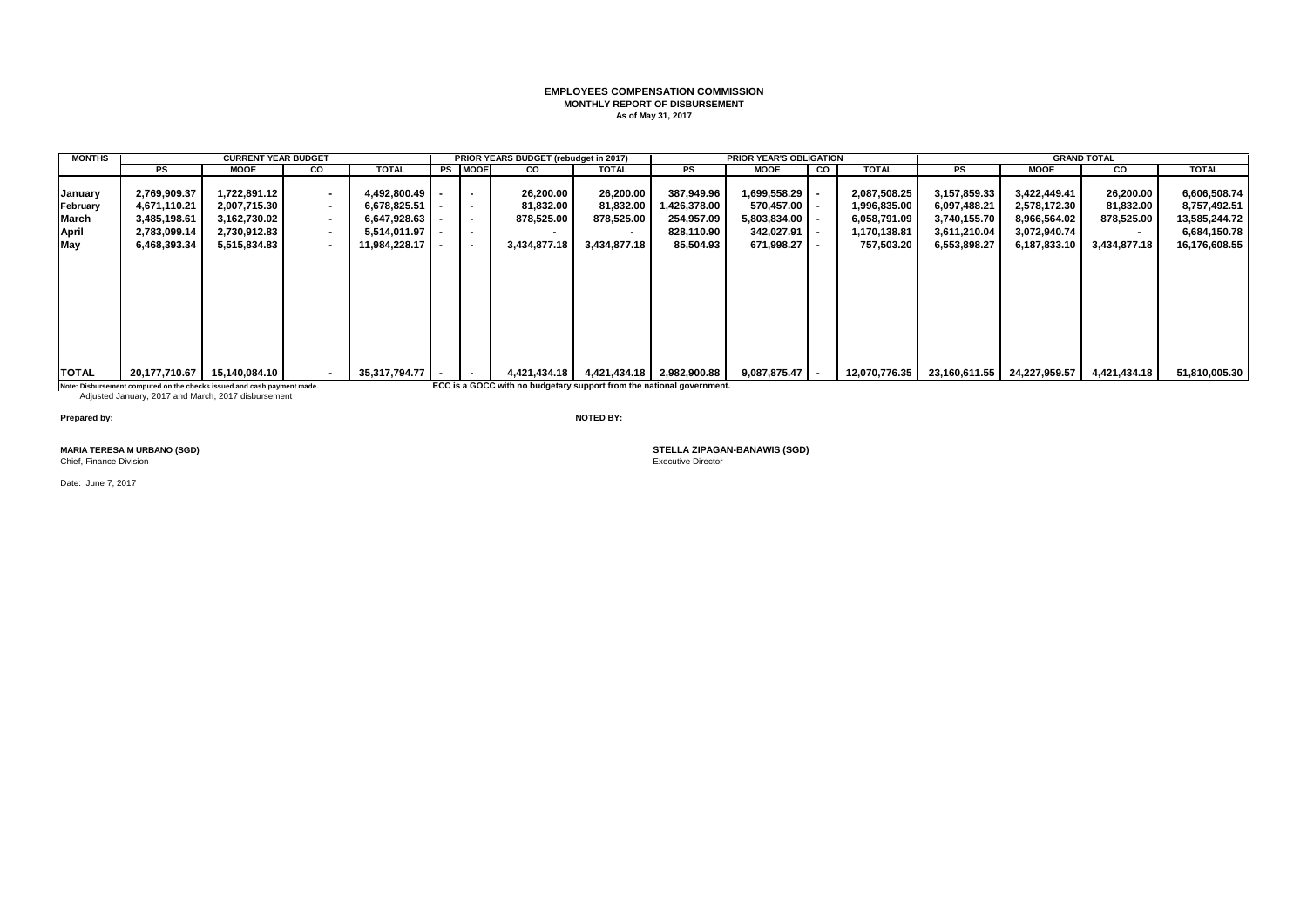# EMPLOYEES COMPENSATION COMMISSION

## MONTHLY REPORT OF DISBURSEMENT

**As of May 31, 2017**

| MONTHS | CURRENT YEAR BUDGET | | | | PRIOR YEARS BUDGET (rebudget in 2017) | | | | PRIOR YEAR'S OBLIGATION | | | | GRAND TOTAL | | | |
|---|---|---|---|---|---|---|---|---|---|---|---|---|---|---|---|---|
| | PS | MOOE | CO | TOTAL | PS | MOOE | CO | TOTAL | PS | MOOE | CO | TOTAL | PS | MOOE | CO | TOTAL |
| January | 2,769,909.37 | 1,722,891.12 | - | 4,492,800.49 | - | - | 26,200.00 | 26,200.00 | 387,949.96 | 1,699,558.29 | - | 2,087,508.25 | 3,157,859.33 | 3,422,449.41 | 26,200.00 | 6,606,508.74 |
| February | 4,671,110.21 | 2,007,715.30 | - | 6,678,825.51 | - | - | 81,832.00 | 81,832.00 | 1,426,378.00 | 570,457.00 | - | 1,996,835.00 | 6,097,488.21 | 2,578,172.30 | 81,832.00 | 8,757,492.51 |
| March | 3,485,198.61 | 3,162,730.02 | - | 6,647,928.63 | - | - | 878,525.00 | 878,525.00 | 254,957.09 | 5,803,834.00 | - | 6,058,791.09 | 3,740,155.70 | 8,966,564.02 | 878,525.00 | 13,585,244.72 |
| April | 2,783,099.14 | 2,730,912.83 | - | 5,514,011.97 | - | - | - | - | 828,110.90 | 342,027.91 | - | 1,170,138.81 | 3,611,210.04 | 3,072,940.74 | - | 6,684,150.78 |
| May | 6,468,393.34 | 5,515,834.83 | - | 11,984,228.17 | - | - | 3,434,877.18 | 3,434,877.18 | 85,504.93 | 671,998.27 | - | 757,503.20 | 6,553,898.27 | 6,187,833.10 | 3,434,877.18 | 16,176,608.55 |
| TOTAL | 20,177,710.67 | 15,140,084.10 | - | 35,317,794.77 | - | - | 4,421,434.18 | 4,421,434.18 | 2,982,900.88 | 9,087,875.47 | - | 12,070,776.35 | 23,160,611.55 | 24,227,959.57 | 4,421,434.18 | 51,810,005.30 |

**Note: Disbursement computed on the checks issued and cash payment made.**

Adjusted January, 2017 and March, 2017 disbursement

**ECC is a GOCC with no budgetary support from the national government.**

**Prepared by:**

**MARIA TERESA M URBANO (SGD)**
Chief, Finance Division

**NOTED BY:**

**STELLA ZIPAGAN-BANAWIS (SGD)**
Executive Director

Date: June 7, 2017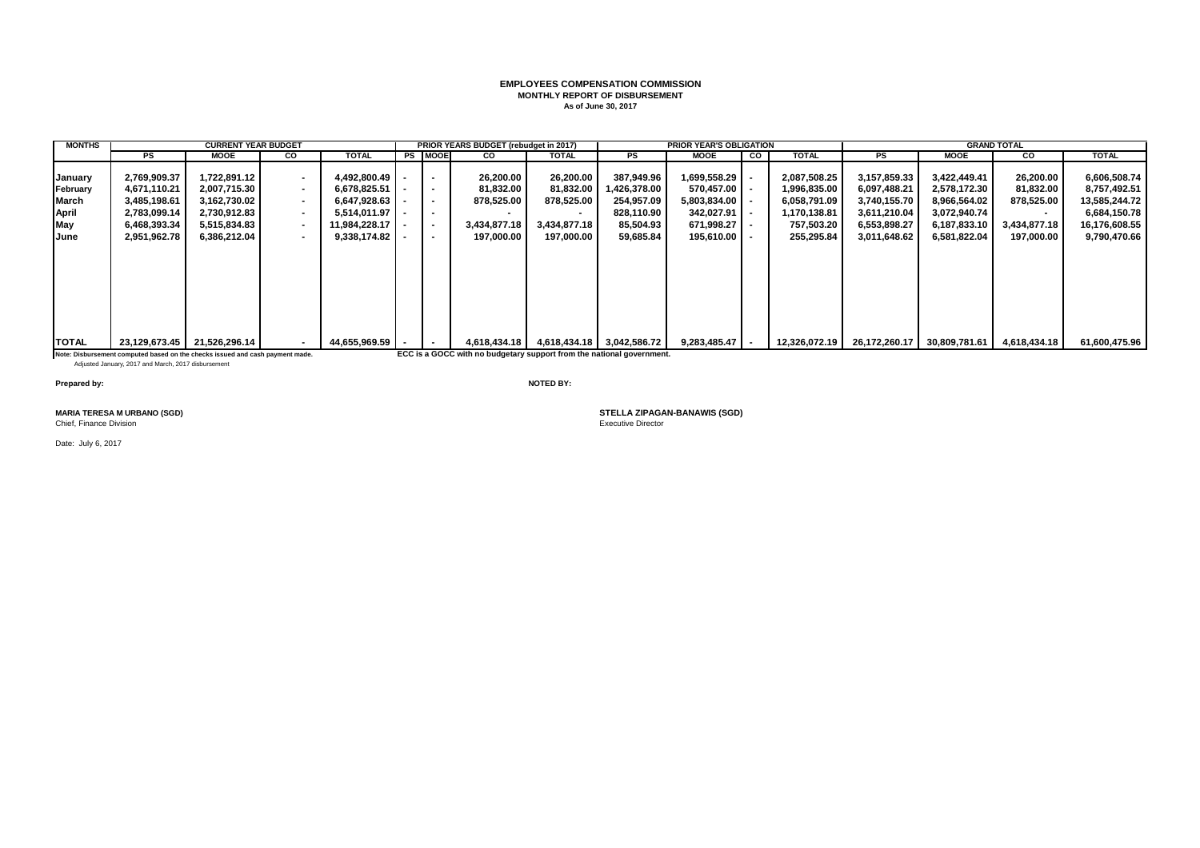**EMPLOYEES COMPENSATION COMMISSION**
**MONTHLY REPORT OF DISBURSEMENT**
**As of June 30, 2017**

| MONTHS | CURRENT YEAR BUDGET | | | | PRIOR YEARS BUDGET (rebudget in 2017) | | | | PRIOR YEAR'S OBLIGATION | | | | GRAND TOTAL | | | |
|---|---|---|---|---|---|---|---|---|---|---|---|---|---|---|---|---|
| | PS | MOOE | CO | TOTAL | PS | MOOE | CO | TOTAL | PS | MOOE | CO | TOTAL | PS | MOOE | CO | TOTAL |
| January | 2,769,909.37 | 1,722,891.12 | - | 4,492,800.49 | - | - | 26,200.00 | 26,200.00 | 387,949.96 | 1,699,558.29 | - | 2,087,508.25 | 3,157,859.33 | 3,422,449.41 | 26,200.00 | 6,606,508.74 |
| February | 4,671,110.21 | 2,007,715.30 | - | 6,678,825.51 | - | - | 81,832.00 | 81,832.00 | 1,426,378.00 | 570,457.00 | - | 1,996,835.00 | 6,097,488.21 | 2,578,172.30 | 81,832.00 | 8,757,492.51 |
| March | 3,485,198.61 | 3,162,730.02 | - | 6,647,928.63 | - | - | 878,525.00 | 878,525.00 | 254,957.09 | 5,803,834.00 | - | 6,058,791.09 | 3,740,155.70 | 8,966,564.02 | 878,525.00 | 13,585,244.72 |
| April | 2,783,099.14 | 2,730,912.83 | - | 5,514,011.97 | - | - | - | - | 828,110.90 | 342,027.91 | - | 1,170,138.81 | 3,611,210.04 | 3,072,940.74 | - | 6,684,150.78 |
| May | 6,468,393.34 | 5,515,834.83 | - | 11,984,228.17 | - | - | 3,434,877.18 | 3,434,877.18 | 85,504.93 | 671,998.27 | - | 757,503.20 | 6,553,898.27 | 6,187,833.10 | 3,434,877.18 | 16,176,608.55 |
| June | 2,951,962.78 | 6,386,212.04 | - | 9,338,174.82 | - | - | 197,000.00 | 197,000.00 | 59,685.84 | 195,610.00 | - | 255,295.84 | 3,011,648.62 | 6,581,822.04 | 197,000.00 | 9,790,470.66 |
| TOTAL | 23,129,673.45 | 21,526,296.14 | - | 44,655,969.59 | - | - | 4,618,434.18 | 4,618,434.18 | 3,042,586.72 | 9,283,485.47 | - | 12,326,072.19 | 26,172,260.17 | 30,809,781.61 | 4,618,434.18 | 61,600,475.96 |

**Note: Disbursement computed based on the checks issued and cash payment made.** **ECC is a GOCC with no budgetary support from the national government.**

Adjusted January, 2017 and March, 2017 disbursement

**Prepared by:**

**MARIA TERESA M URBANO (SGD)**
Chief, Finance Division

**NOTED BY:**

**STELLA ZIPAGAN-BANAWIS (SGD)**
Executive Director

Date: July 6, 2017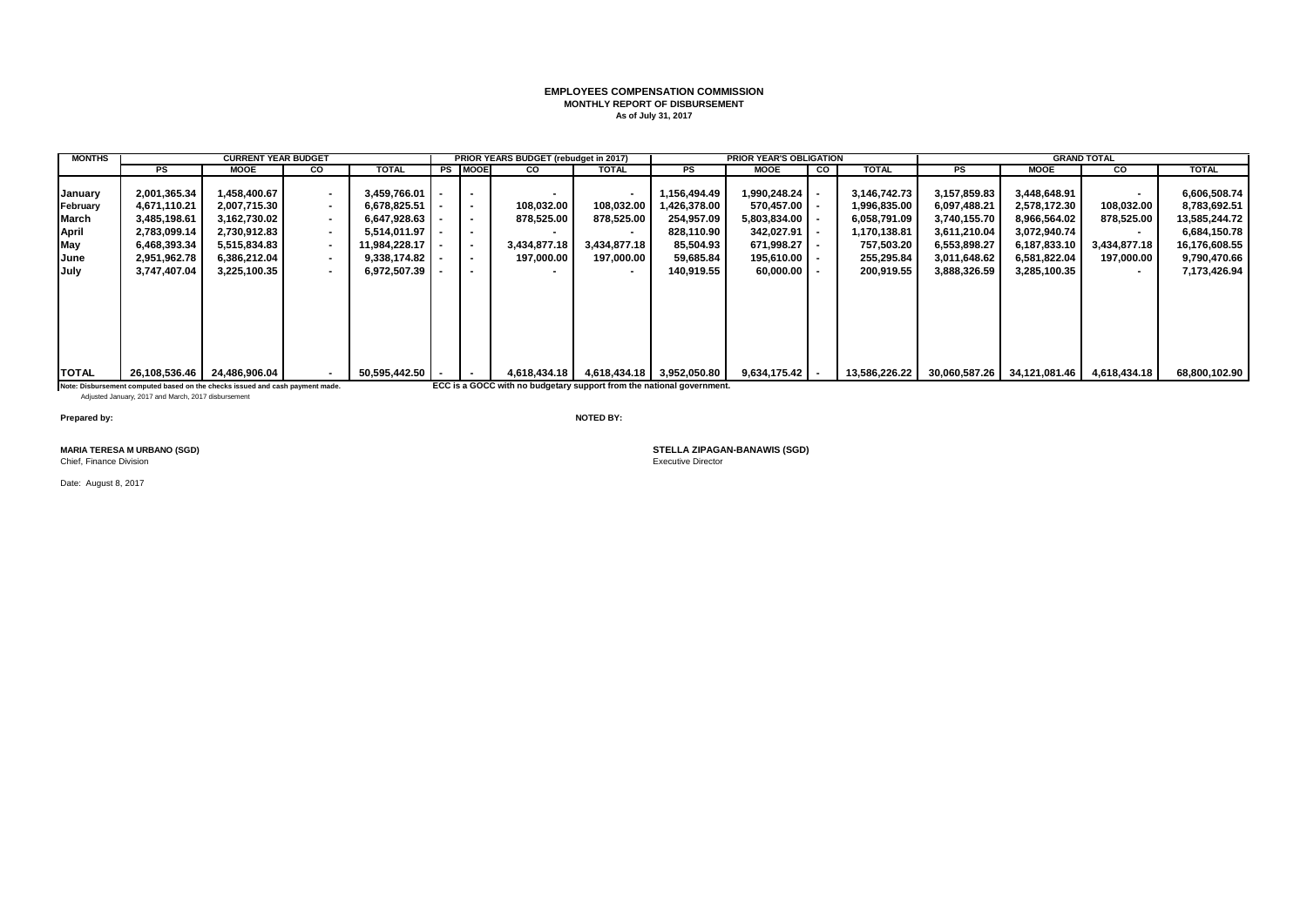# EMPLOYEES COMPENSATION COMMISSION

**MONTHLY REPORT OF DISBURSEMENT**

**As of July 31, 2017**

| MONTHS | CURRENT YEAR BUDGET | | | | PRIOR YEARS BUDGET (rebudget in 2017) | | | | PRIOR YEAR'S OBLIGATION | | | | GRAND TOTAL | | | |
|---|---|---|---|---|---|---|---|---|---|---|---|---|---|---|---|---|
| | PS | MOOE | CO | TOTAL | PS | MOOE | CO | TOTAL | PS | MOOE | CO | TOTAL | PS | MOOE | CO | TOTAL |
| January | 2,001,365.34 | 1,458,400.67 | - | 3,459,766.01 | - | - | - | - | 1,156,494.49 | 1,990,248.24 | - | 3,146,742.73 | 3,157,859.83 | 3,448,648.91 | - | 6,606,508.74 |
| February | 4,671,110.21 | 2,007,715.30 | - | 6,678,825.51 | - | - | 108,032.00 | 108,032.00 | 1,426,378.00 | 570,457.00 | - | 1,996,835.00 | 6,097,488.21 | 2,578,172.30 | 108,032.00 | 8,783,692.51 |
| March | 3,485,198.61 | 3,162,730.02 | - | 6,647,928.63 | - | - | 878,525.00 | 878,525.00 | 254,957.09 | 5,803,834.00 | - | 6,058,791.09 | 3,740,155.70 | 8,966,564.02 | 878,525.00 | 13,585,244.72 |
| April | 2,783,099.14 | 2,730,912.83 | - | 5,514,011.97 | - | - | - | - | 828,110.90 | 342,027.91 | - | 1,170,138.81 | 3,611,210.04 | 3,072,940.74 | - | 6,684,150.78 |
| May | 6,468,393.34 | 5,515,834.83 | - | 11,984,228.17 | - | - | 3,434,877.18 | 3,434,877.18 | 85,504.93 | 671,998.27 | - | 757,503.20 | 6,553,898.27 | 6,187,833.10 | 3,434,877.18 | 16,176,608.55 |
| June | 2,951,962.78 | 6,386,212.04 | - | 9,338,174.82 | - | - | 197,000.00 | 197,000.00 | 59,685.84 | 195,610.00 | - | 255,295.84 | 3,011,648.62 | 6,581,822.04 | 197,000.00 | 9,790,470.66 |
| July | 3,747,407.04 | 3,225,100.35 | - | 6,972,507.39 | - | - | - | - | 140,919.55 | 60,000.00 | - | 200,919.55 | 3,888,326.59 | 3,285,100.35 | - | 7,173,426.94 |
| TOTAL | 26,108,536.46 | 24,486,906.04 | - | 50,595,442.50 | - | - | 4,618,434.18 | 4,618,434.18 | 3,952,050.80 | 9,634,175.42 | - | 13,586,226.22 | 30,060,587.26 | 34,121,081.46 | 4,618,434.18 | 68,800,102.90 |

**Note: Disbursement computed based on the checks issued and cash payment made.**
Adjusted January, 2017 and March, 2017 disbursement

**ECC is a GOCC with no budgetary support from the national government.**

**Prepared by:**

**MARIA TERESA M URBANO (SGD)**
Chief, Finance Division

**NOTED BY:**

**STELLA ZIPAGAN-BANAWIS (SGD)**
Executive Director

Date: August 8, 2017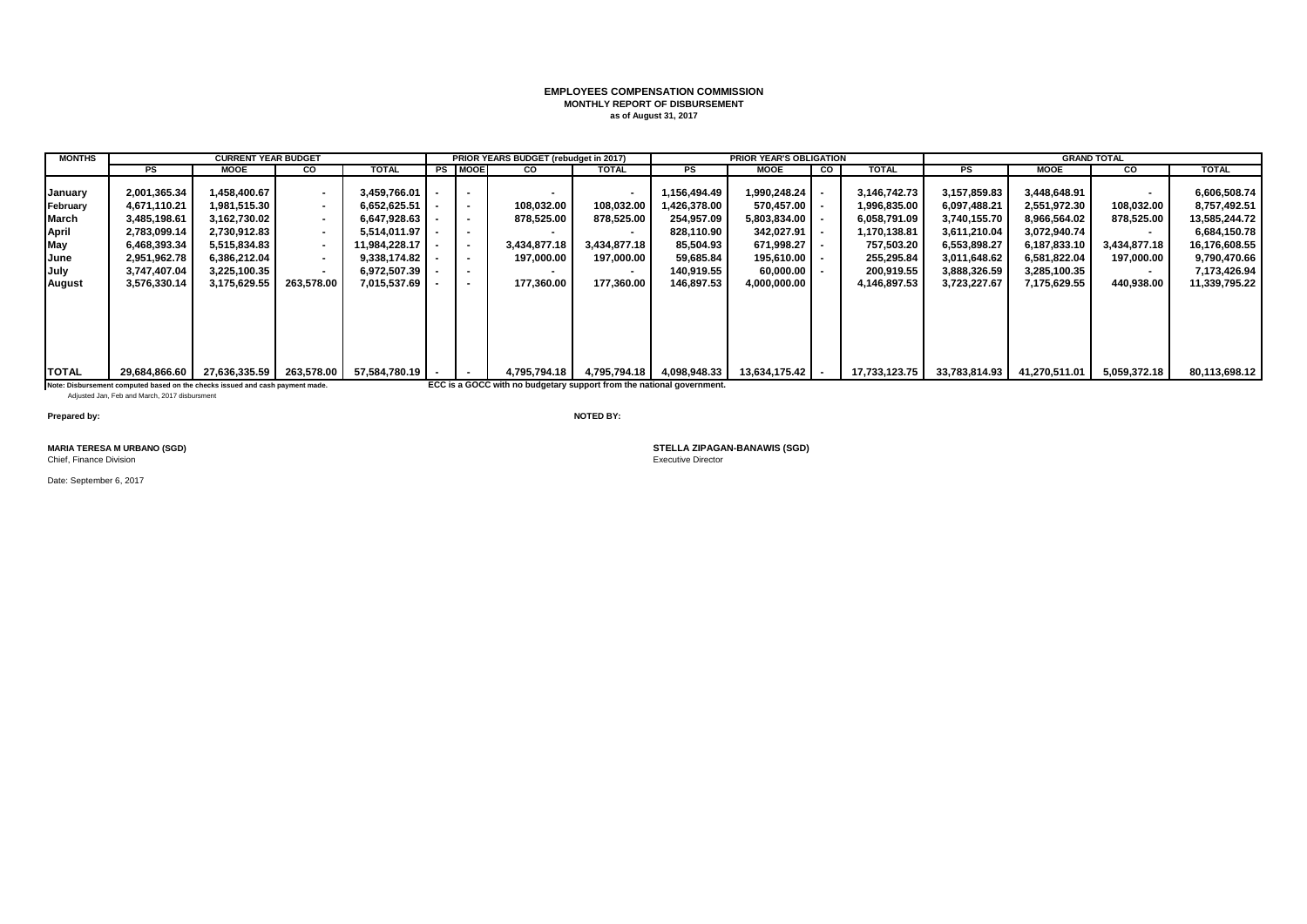**EMPLOYEES COMPENSATION COMMISSION**
**MONTHLY REPORT OF DISBURSEMENT**
**as of August 31, 2017**

| MONTHS | CURRENT YEAR BUDGET | | | | PRIOR YEARS BUDGET (rebudget in 2017) | | | | PRIOR YEAR'S OBLIGATION | | | | GRAND TOTAL | | | |
|---|---|---|---|---|---|---|---|---|---|---|---|---|---|---|---|---|
| | PS | MOOE | CO | TOTAL | PS | MOOE | CO | TOTAL | PS | MOOE | CO | TOTAL | PS | MOOE | CO | TOTAL |
| January | 2,001,365.34 | 1,458,400.67 | - | 3,459,766.01 | - | - | - | - | 1,156,494.49 | 1,990,248.24 | - | 3,146,742.73 | 3,157,859.83 | 3,448,648.91 | - | 6,606,508.74 |
| February | 4,671,110.21 | 1,981,515.30 | - | 6,652,625.51 | - | - | 108,032.00 | 108,032.00 | 1,426,378.00 | 570,457.00 | - | 1,996,835.00 | 6,097,488.21 | 2,551,972.30 | 108,032.00 | 8,757,492.51 |
| March | 3,485,198.61 | 3,162,730.02 | - | 6,647,928.63 | - | - | 878,525.00 | 878,525.00 | 254,957.09 | 5,803,834.00 | - | 6,058,791.09 | 3,740,155.70 | 8,966,564.02 | 878,525.00 | 13,585,244.72 |
| April | 2,783,099.14 | 2,730,912.83 | - | 5,514,011.97 | - | - | - | - | 828,110.90 | 342,027.91 | - | 1,170,138.81 | 3,611,210.04 | 3,072,940.74 | - | 6,684,150.78 |
| May | 6,468,393.34 | 5,515,834.83 | - | 11,984,228.17 | - | - | 3,434,877.18 | 3,434,877.18 | 85,504.93 | 671,998.27 | - | 757,503.20 | 6,553,898.27 | 6,187,833.10 | 3,434,877.18 | 16,176,608.55 |
| June | 2,951,962.78 | 6,386,212.04 | - | 9,338,174.82 | - | - | 197,000.00 | 197,000.00 | 59,685.84 | 195,610.00 | - | 255,295.84 | 3,011,648.62 | 6,581,822.04 | 197,000.00 | 9,790,470.66 |
| July | 3,747,407.04 | 3,225,100.35 | - | 6,972,507.39 | - | - | - | - | 140,919.55 | 60,000.00 | - | 200,919.55 | 3,888,326.59 | 3,285,100.35 | - | 7,173,426.94 |
| August | 3,576,330.14 | 3,175,629.55 | 263,578.00 | 7,015,537.69 | - | - | 177,360.00 | 177,360.00 | 146,897.53 | 4,000,000.00 | | 4,146,897.53 | 3,723,227.67 | 7,175,629.55 | 440,938.00 | 11,339,795.22 |
| TOTAL | 29,684,866.60 | 27,636,335.59 | 263,578.00 | 57,584,780.19 | - | - | 4,795,794.18 | 4,795,794.18 | 4,098,948.33 | 13,634,175.42 | - | 17,733,123.75 | 33,783,814.93 | 41,270,511.01 | 5,059,372.18 | 80,113,698.12 |

**Note: Disbursement computed based on the checks issued and cash payment made.**
Adjusted Jan, Feb and March, 2017 disbursment

**ECC is a GOCC with no budgetary support from the national government.**

**Prepared by:**

**MARIA TERESA M URBANO (SGD)**
Chief, Finance Division

**NOTED BY:**

**STELLA ZIPAGAN-BANAWIS (SGD)**
Executive Director

Date: September 6, 2017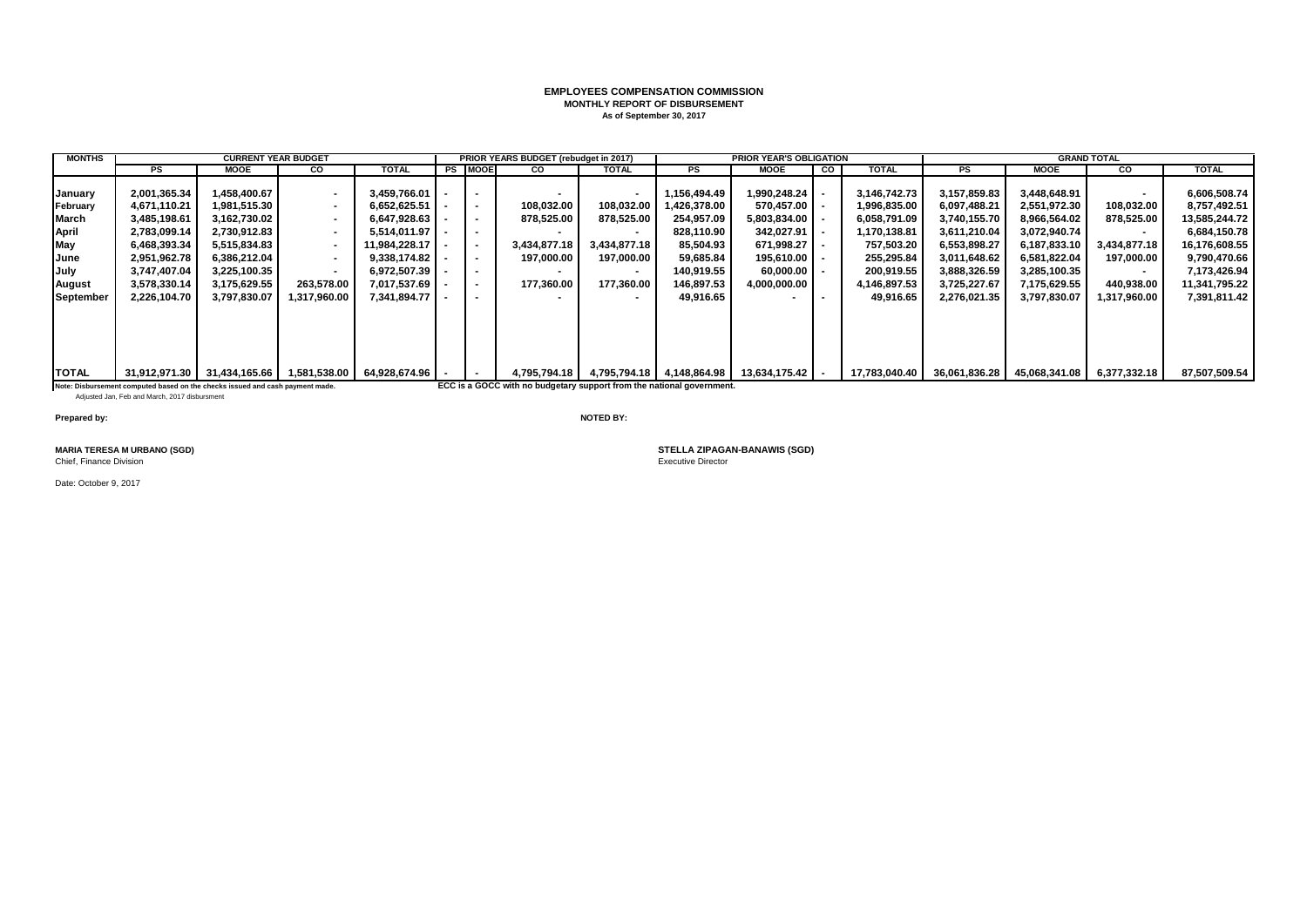# EMPLOYEES COMPENSATION COMMISSION

**MONTHLY REPORT OF DISBURSEMENT**

**As of September 30, 2017**

| MONTHS | CURRENT YEAR BUDGET | | | | PRIOR YEARS BUDGET (rebudget in 2017) | | | | PRIOR YEAR'S OBLIGATION | | | | GRAND TOTAL | | | |
|---|---|---|---|---|---|---|---|---|---|---|---|---|---|---|---|---|
| | PS | MOOE | CO | TOTAL | PS | MOOE | CO | TOTAL | PS | MOOE | CO | TOTAL | PS | MOOE | CO | TOTAL |
| January | 2,001,365.34 | 1,458,400.67 | - | 3,459,766.01 | - | - | - | - | 1,156,494.49 | 1,990,248.24 | - | 3,146,742.73 | 3,157,859.83 | 3,448,648.91 | - | 6,606,508.74 |
| February | 4,671,110.21 | 1,981,515.30 | - | 6,652,625.51 | - | - | 108,032.00 | 108,032.00 | 1,426,378.00 | 570,457.00 | - | 1,996,835.00 | 6,097,488.21 | 2,551,972.30 | 108,032.00 | 8,757,492.51 |
| March | 3,485,198.61 | 3,162,730.02 | - | 6,647,928.63 | - | - | 878,525.00 | 878,525.00 | 254,957.09 | 5,803,834.00 | - | 6,058,791.09 | 3,740,155.70 | 8,966,564.02 | 878,525.00 | 13,585,244.72 |
| April | 2,783,099.14 | 2,730,912.83 | - | 5,514,011.97 | - | - | - | - | 828,110.90 | 342,027.91 | - | 1,170,138.81 | 3,611,210.04 | 3,072,940.74 | - | 6,684,150.78 |
| May | 6,468,393.34 | 5,515,834.83 | - | 11,984,228.17 | - | - | 3,434,877.18 | 3,434,877.18 | 85,504.93 | 671,998.27 | - | 757,503.20 | 6,553,898.27 | 6,187,833.10 | 3,434,877.18 | 16,176,608.55 |
| June | 2,951,962.78 | 6,386,212.04 | - | 9,338,174.82 | - | - | 197,000.00 | 197,000.00 | 59,685.84 | 195,610.00 | - | 255,295.84 | 3,011,648.62 | 6,581,822.04 | 197,000.00 | 9,790,470.66 |
| July | 3,747,407.04 | 3,225,100.35 | - | 6,972,507.39 | - | - | - | - | 140,919.55 | 60,000.00 | - | 200,919.55 | 3,888,326.59 | 3,285,100.35 | - | 7,173,426.94 |
| August | 3,578,330.14 | 3,175,629.55 | 263,578.00 | 7,017,537.69 | - | - | 177,360.00 | 177,360.00 | 146,897.53 | 4,000,000.00 | | 4,146,897.53 | 3,725,227.67 | 7,175,629.55 | 440,938.00 | 11,341,795.22 |
| September | 2,226,104.70 | 3,797,830.07 | 1,317,960.00 | 7,341,894.77 | - | - | - | - | 49,916.65 | - | - | 49,916.65 | 2,276,021.35 | 3,797,830.07 | 1,317,960.00 | 7,391,811.42 |
| TOTAL | 31,912,971.30 | 31,434,165.66 | 1,581,538.00 | 64,928,674.96 | - | - | 4,795,794.18 | 4,795,794.18 | 4,148,864.98 | 13,634,175.42 | - | 17,783,040.40 | 36,061,836.28 | 45,068,341.08 | 6,377,332.18 | 87,507,509.54 |

**Note: Disbursement computed based on the checks issued and cash payment made.**

Adjusted Jan, Feb and March, 2017 disbursment

**ECC is a GOCC with no budgetary support from the national government.**

**Prepared by:**

**MARIA TERESA M URBANO (SGD)**
Chief, Finance Division

**NOTED BY:**

**STELLA ZIPAGAN-BANAWIS (SGD)**
Executive Director

Date: October 9, 2017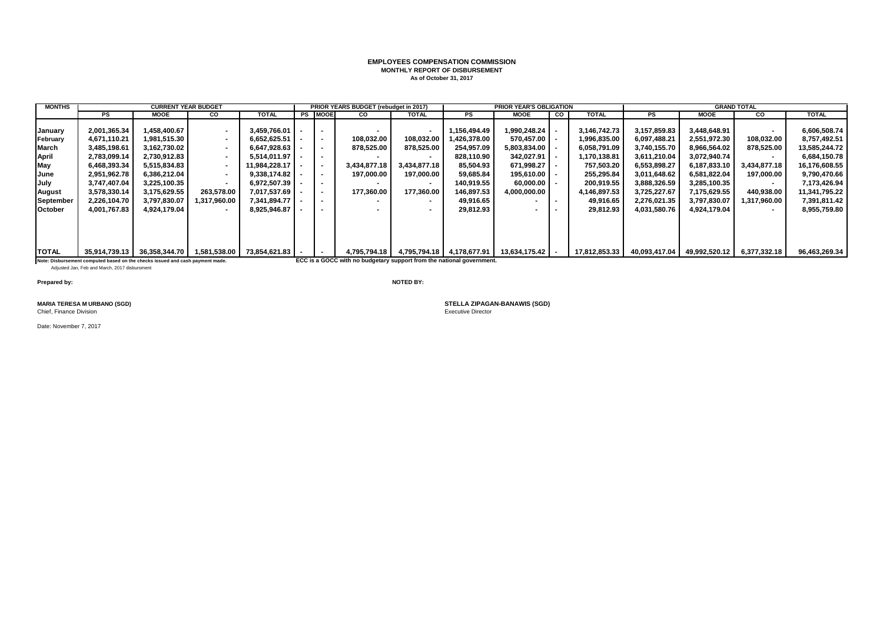**EMPLOYEES COMPENSATION COMMISSION**
**MONTHLY REPORT OF DISBURSEMENT**
**As of October 31, 2017**

| MONTHS | CURRENT YEAR BUDGET | | | | PRIOR YEARS BUDGET (rebudget in 2017) | | | | PRIOR YEAR'S OBLIGATION | | | | GRAND TOTAL | | | |
|---|---|---|---|---|---|---|---|---|---|---|---|---|---|---|---|---|
| | PS | MOOE | CO | TOTAL | PS | MOOE | CO | TOTAL | PS | MOOE | CO | TOTAL | PS | MOOE | CO | TOTAL |
| January | 2,001,365.34 | 1,458,400.67 | - | 3,459,766.01 | - | - | - | - | 1,156,494.49 | 1,990,248.24 | - | 3,146,742.73 | 3,157,859.83 | 3,448,648.91 | - | 6,606,508.74 |
| February | 4,671,110.21 | 1,981,515.30 | - | 6,652,625.51 | - | - | 108,032.00 | 108,032.00 | 1,426,378.00 | 570,457.00 | - | 1,996,835.00 | 6,097,488.21 | 2,551,972.30 | 108,032.00 | 8,757,492.51 |
| March | 3,485,198.61 | 3,162,730.02 | - | 6,647,928.63 | - | - | 878,525.00 | 878,525.00 | 254,957.09 | 5,803,834.00 | - | 6,058,791.09 | 3,740,155.70 | 8,966,564.02 | 878,525.00 | 13,585,244.72 |
| April | 2,783,099.14 | 2,730,912.83 | - | 5,514,011.97 | - | - | - | - | 828,110.90 | 342,027.91 | - | 1,170,138.81 | 3,611,210.04 | 3,072,940.74 | - | 6,684,150.78 |
| May | 6,468,393.34 | 5,515,834.83 | - | 11,984,228.17 | - | - | 3,434,877.18 | 3,434,877.18 | 85,504.93 | 671,998.27 | - | 757,503.20 | 6,553,898.27 | 6,187,833.10 | 3,434,877.18 | 16,176,608.55 |
| June | 2,951,962.78 | 6,386,212.04 | - | 9,338,174.82 | - | - | 197,000.00 | 197,000.00 | 59,685.84 | 195,610.00 | - | 255,295.84 | 3,011,648.62 | 6,581,822.04 | 197,000.00 | 9,790,470.66 |
| July | 3,747,407.04 | 3,225,100.35 | - | 6,972,507.39 | - | - | - | - | 140,919.55 | 60,000.00 | - | 200,919.55 | 3,888,326.59 | 3,285,100.35 | - | 7,173,426.94 |
| August | 3,578,330.14 | 3,175,629.55 | 263,578.00 | 7,017,537.69 | - | - | 177,360.00 | 177,360.00 | 146,897.53 | 4,000,000.00 | | 4,146,897.53 | 3,725,227.67 | 7,175,629.55 | 440,938.00 | 11,341,795.22 |
| September | 2,226,104.70 | 3,797,830.07 | 1,317,960.00 | 7,341,894.77 | - | - | - | - | 49,916.65 | - | - | 49,916.65 | 2,276,021.35 | 3,797,830.07 | 1,317,960.00 | 7,391,811.42 |
| October | 4,001,767.83 | 4,924,179.04 | - | 8,925,946.87 | - | - | - | - | 29,812.93 | - | - | 29,812.93 | 4,031,580.76 | 4,924,179.04 | - | 8,955,759.80 |
| TOTAL | 35,914,739.13 | 36,358,344.70 | 1,581,538.00 | 73,854,621.83 | - | - | 4,795,794.18 | 4,795,794.18 | 4,178,677.91 | 13,634,175.42 | - | 17,812,853.33 | 40,093,417.04 | 49,992,520.12 | 6,377,332.18 | 96,463,269.34 |

**Note: Disbursement computed based on the checks issued and cash payment made.**
Adjusted Jan, Feb and March, 2017 disbursment

**ECC is a GOCC with no budgetary support from the national government.**

**Prepared by:**

**MARIA TERESA M URBANO (SGD)**
Chief, Finance Division

**NOTED BY:**

**STELLA ZIPAGAN-BANAWIS (SGD)**
Executive Director

Date: November 7, 2017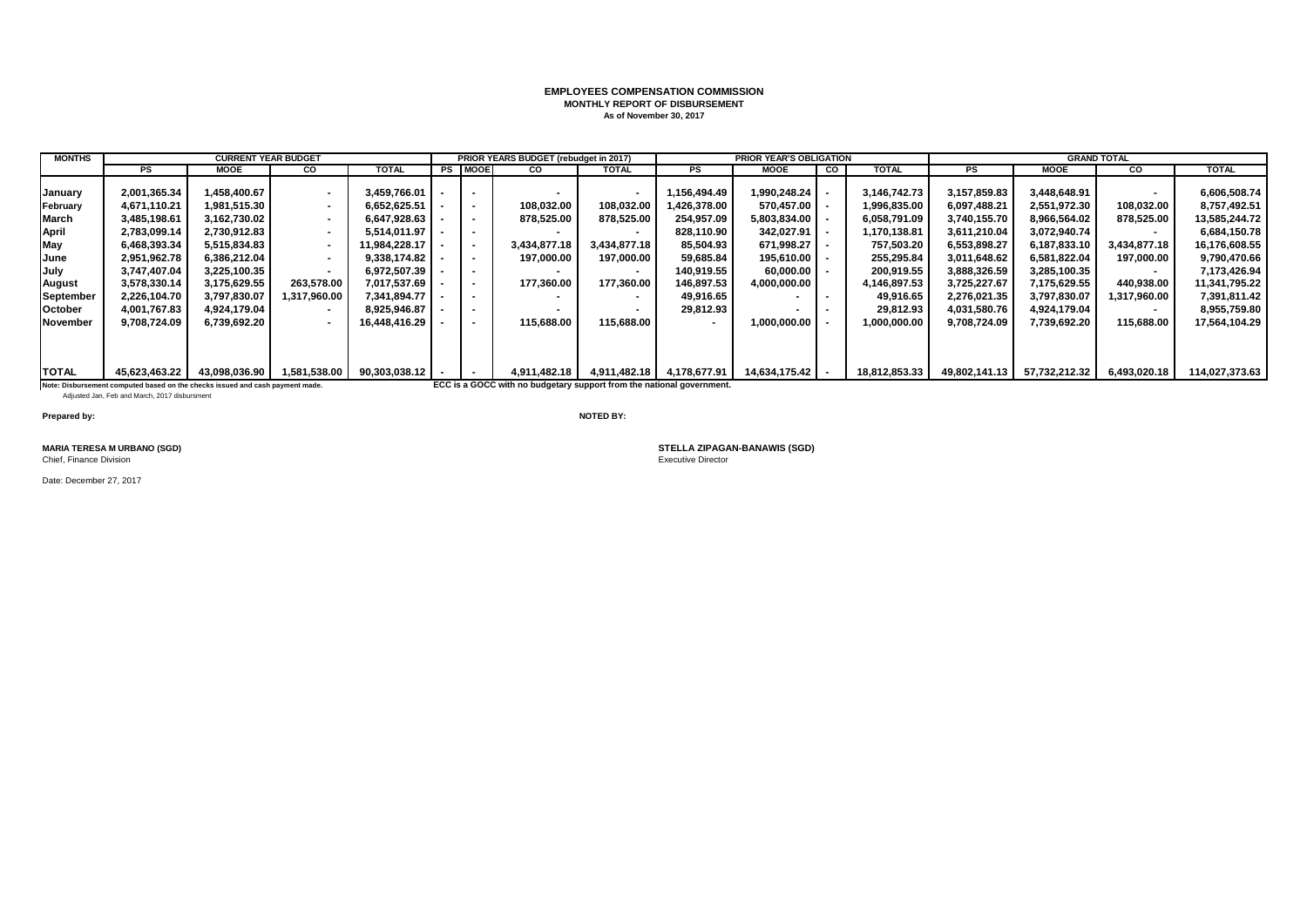# EMPLOYEES COMPENSATION COMMISSION
## MONTHLY REPORT OF DISBURSEMENT
### As of November 30, 2017

| MONTHS | CURRENT YEAR BUDGET | | | | PRIOR YEARS BUDGET (rebudget in 2017) | | | | PRIOR YEAR'S OBLIGATION | | | | GRAND TOTAL | | | |
|---|---|---|---|---|---|---|---|---|---|---|---|---|---|---|---|---|
| | PS | MOOE | CO | TOTAL | PS | MOOE | CO | TOTAL | PS | MOOE | CO | TOTAL | PS | MOOE | CO | TOTAL |
| January | 2,001,365.34 | 1,458,400.67 | - | 3,459,766.01 | - | - | - | - | 1,156,494.49 | 1,990,248.24 | - | 3,146,742.73 | 3,157,859.83 | 3,448,648.91 | - | 6,606,508.74 |
| February | 4,671,110.21 | 1,981,515.30 | - | 6,652,625.51 | - | - | 108,032.00 | 108,032.00 | 1,426,378.00 | 570,457.00 | - | 1,996,835.00 | 6,097,488.21 | 2,551,972.30 | 108,032.00 | 8,757,492.51 |
| March | 3,485,198.61 | 3,162,730.02 | - | 6,647,928.63 | - | - | 878,525.00 | 878,525.00 | 254,957.09 | 5,803,834.00 | - | 6,058,791.09 | 3,740,155.70 | 8,966,564.02 | 878,525.00 | 13,585,244.72 |
| April | 2,783,099.14 | 2,730,912.83 | - | 5,514,011.97 | - | - | - | - | 828,110.90 | 342,027.91 | - | 1,170,138.81 | 3,611,210.04 | 3,072,940.74 | - | 6,684,150.78 |
| May | 6,468,393.34 | 5,515,834.83 | - | 11,984,228.17 | - | - | 3,434,877.18 | 3,434,877.18 | 85,504.93 | 671,998.27 | - | 757,503.20 | 6,553,898.27 | 6,187,833.10 | 3,434,877.18 | 16,176,608.55 |
| June | 2,951,962.78 | 6,386,212.04 | - | 9,338,174.82 | - | - | 197,000.00 | 197,000.00 | 59,685.84 | 195,610.00 | - | 255,295.84 | 3,011,648.62 | 6,581,822.04 | 197,000.00 | 9,790,470.66 |
| July | 3,747,407.04 | 3,225,100.35 | - | 6,972,507.39 | - | - | - | - | 140,919.55 | 60,000.00 | - | 200,919.55 | 3,888,326.59 | 3,285,100.35 | - | 7,173,426.94 |
| August | 3,578,330.14 | 3,175,629.55 | 263,578.00 | 7,017,537.69 | - | - | 177,360.00 | 177,360.00 | 146,897.53 | 4,000,000.00 | | 4,146,897.53 | 3,725,227.67 | 7,175,629.55 | 440,938.00 | 11,341,795.22 |
| September | 2,226,104.70 | 3,797,830.07 | 1,317,960.00 | 7,341,894.77 | - | - | - | - | 49,916.65 | - | - | 49,916.65 | 2,276,021.35 | 3,797,830.07 | 1,317,960.00 | 7,391,811.42 |
| October | 4,001,767.83 | 4,924,179.04 | - | 8,925,946.87 | - | - | - | - | 29,812.93 | - | - | 29,812.93 | 4,031,580.76 | 4,924,179.04 | - | 8,955,759.80 |
| November | 9,708,724.09 | 6,739,692.20 | - | 16,448,416.29 | - | - | 115,688.00 | 115,688.00 | - | 1,000,000.00 | - | 1,000,000.00 | 9,708,724.09 | 7,739,692.20 | 115,688.00 | 17,564,104.29 |
| TOTAL | 45,623,463.22 | 43,098,036.90 | 1,581,538.00 | 90,303,038.12 | - | - | 4,911,482.18 | 4,911,482.18 | 4,178,677.91 | 14,634,175.42 | - | 18,812,853.33 | 49,802,141.13 | 57,732,212.32 | 6,493,020.18 | 114,027,373.63 |

Note: Disbursement computed based on the checks issued and cash payment made.
Adjusted Jan, Feb and March, 2017 disbursment

ECC is a GOCC with no budgetary support from the national government.

**Prepared by:**

**MARIA TERESA M URBANO (SGD)**
Chief, Finance Division

**NOTED BY:**

**STELLA ZIPAGAN-BANAWIS (SGD)**
Executive Director

Date: December 27, 2017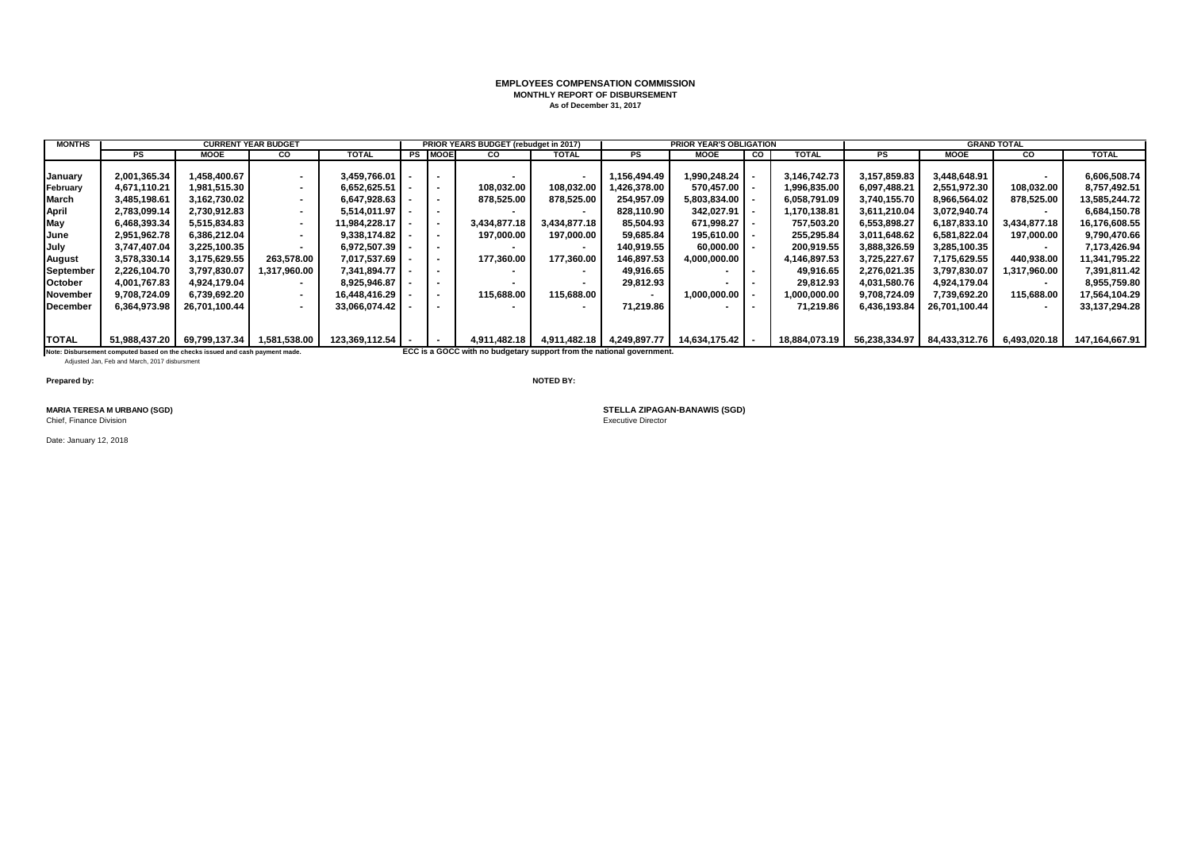**EMPLOYEES COMPENSATION COMMISSION**
**MONTHLY REPORT OF DISBURSEMENT**
**As of December 31, 2017**

| MONTHS | CURRENT YEAR BUDGET | | | | PRIOR YEARS BUDGET (rebudget in 2017) | | | | PRIOR YEAR'S OBLIGATION | | | | GRAND TOTAL | | | |
|---|---|---|---|---|---|---|---|---|---|---|---|---|---|---|---|---|
| | PS | MOOE | CO | TOTAL | PS | MOOE | CO | TOTAL | PS | MOOE | CO | TOTAL | PS | MOOE | CO | TOTAL |
| January | 2,001,365.34 | 1,458,400.67 | - | 3,459,766.01 | - | - | - | - | 1,156,494.49 | 1,990,248.24 | - | 3,146,742.73 | 3,157,859.83 | 3,448,648.91 | - | 6,606,508.74 |
| February | 4,671,110.21 | 1,981,515.30 | - | 6,652,625.51 | - | - | 108,032.00 | 108,032.00 | 1,426,378.00 | 570,457.00 | - | 1,996,835.00 | 6,097,488.21 | 2,551,972.30 | 108,032.00 | 8,757,492.51 |
| March | 3,485,198.61 | 3,162,730.02 | - | 6,647,928.63 | - | - | 878,525.00 | 878,525.00 | 254,957.09 | 5,803,834.00 | - | 6,058,791.09 | 3,740,155.70 | 8,966,564.02 | 878,525.00 | 13,585,244.72 |
| April | 2,783,099.14 | 2,730,912.83 | - | 5,514,011.97 | - | - | - | - | 828,110.90 | 342,027.91 | - | 1,170,138.81 | 3,611,210.04 | 3,072,940.74 | - | 6,684,150.78 |
| May | 6,468,393.34 | 5,515,834.83 | - | 11,984,228.17 | - | - | 3,434,877.18 | 3,434,877.18 | 85,504.93 | 671,998.27 | - | 757,503.20 | 6,553,898.27 | 6,187,833.10 | 3,434,877.18 | 16,176,608.55 |
| June | 2,951,962.78 | 6,386,212.04 | - | 9,338,174.82 | - | - | 197,000.00 | 197,000.00 | 59,685.84 | 195,610.00 | - | 255,295.84 | 3,011,648.62 | 6,581,822.04 | 197,000.00 | 9,790,470.66 |
| July | 3,747,407.04 | 3,225,100.35 | - | 6,972,507.39 | - | - | - | - | 140,919.55 | 60,000.00 | - | 200,919.55 | 3,888,326.59 | 3,285,100.35 | - | 7,173,426.94 |
| August | 3,578,330.14 | 3,175,629.55 | 263,578.00 | 7,017,537.69 | - | - | 177,360.00 | 177,360.00 | 146,897.53 | 4,000,000.00 | | 4,146,897.53 | 3,725,227.67 | 7,175,629.55 | 440,938.00 | 11,341,795.22 |
| September | 2,226,104.70 | 3,797,830.07 | 1,317,960.00 | 7,341,894.77 | - | - | - | - | 49,916.65 | - | - | 49,916.65 | 2,276,021.35 | 3,797,830.07 | 1,317,960.00 | 7,391,811.42 |
| October | 4,001,767.83 | 4,924,179.04 | - | 8,925,946.87 | - | - | - | - | 29,812.93 | - | - | 29,812.93 | 4,031,580.76 | 4,924,179.04 | - | 8,955,759.80 |
| November | 9,708,724.09 | 6,739,692.20 | - | 16,448,416.29 | - | - | 115,688.00 | 115,688.00 | - | 1,000,000.00 | - | 1,000,000.00 | 9,708,724.09 | 7,739,692.20 | 115,688.00 | 17,564,104.29 |
| December | 6,364,973.98 | 26,701,100.44 | - | 33,066,074.42 | - | - | - | - | 71,219.86 | - | - | 71,219.86 | 6,436,193.84 | 26,701,100.44 | - | 33,137,294.28 |
| TOTAL | 51,988,437.20 | 69,799,137.34 | 1,581,538.00 | 123,369,112.54 | - | - | 4,911,482.18 | 4,911,482.18 | 4,249,897.77 | 14,634,175.42 | - | 18,884,073.19 | 56,238,334.97 | 84,433,312.76 | 6,493,020.18 | 147,164,667.91 |

**Note: Disbursement computed based on the checks issued and cash payment made.**
Adjusted Jan, Feb and March, 2017 disbursment

**ECC is a GOCC with no budgetary support from the national government.**

**Prepared by:**

**MARIA TERESA M URBANO (SGD)**
Chief, Finance Division

**NOTED BY:**

**STELLA ZIPAGAN-BANAWIS (SGD)**
Executive Director

Date: January 12, 2018